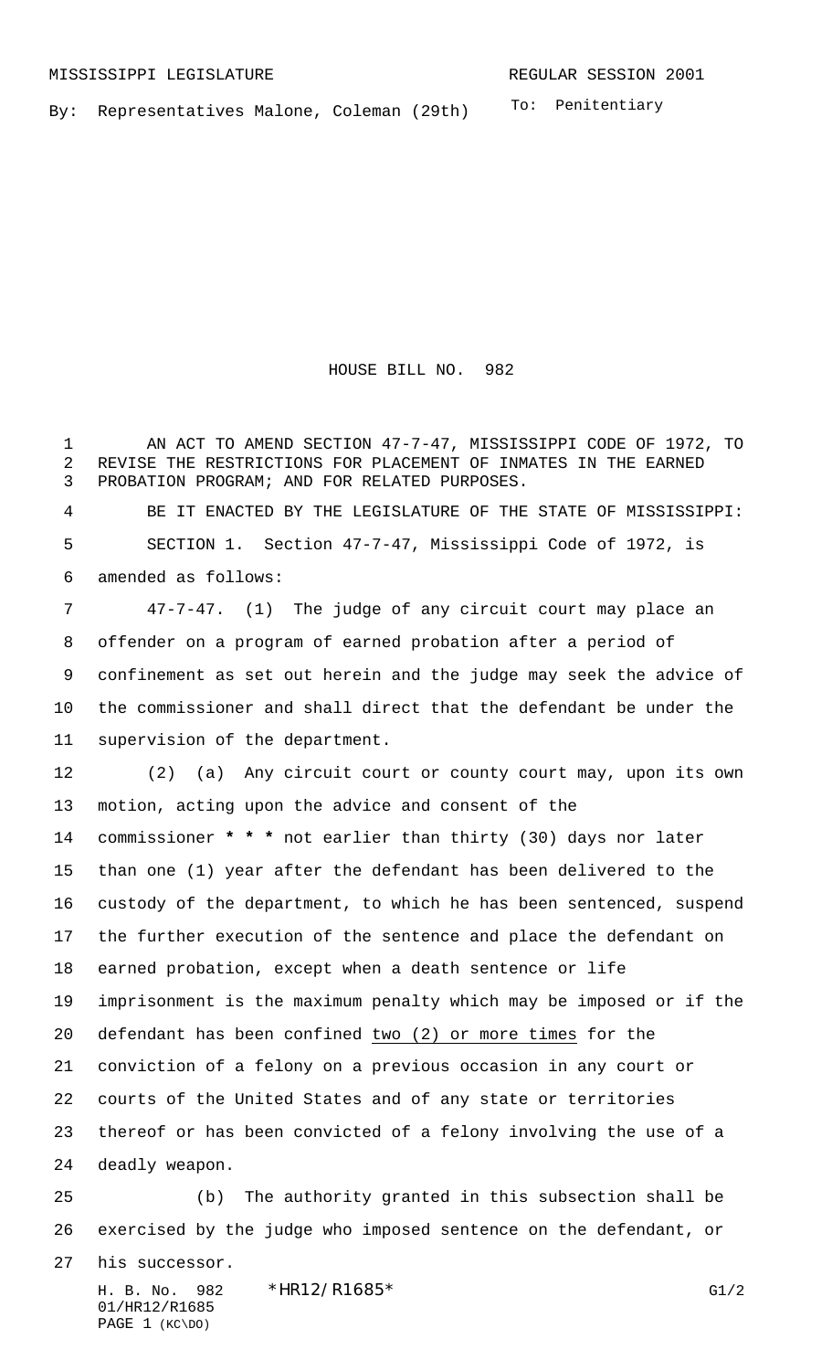MISSISSIPPI LEGISLATURE REGULAR SESSION 2001

By: Representatives Malone, Coleman (29th)

To: Penitentiary

# HOUSE BILL NO. 982

AN ACT TO AMEND SECTION 47-7-47, MISSISSIPPI CODE OF 1972, TO REVISE THE RESTRICTIONS FOR PLACEMENT OF INMATES IN THE EARNED PROBATION PROGRAM; AND FOR RELATED PURPOSES.

BE IT ENACTED BY THE LEGISLATURE OF THE STATE OF MISSISSIPPI:

SECTION 1. Section 47-7-47, Mississippi Code of 1972, is amended as follows:

47-7-47. (1) The judge of any circuit court may place an offender on a program of earned probation after a period of confinement as set out herein and the judge may seek the advice of the commissioner and shall direct that the defendant be under the supervision of the department.

(2) (a) Any circuit court or county court may, upon its own motion, acting upon the advice and consent of the commissioner **\* \* \*** not earlier than thirty (30) days nor later than one (1) year after the defendant has been delivered to the custody of the department, to which he has been sentenced, suspend the further execution of the sentence and place the defendant on earned probation, except when a death sentence or life imprisonment is the maximum penalty which may be imposed or if the defendant has been confined <u>two (2) or more times</u> for the conviction of a felony on a previous occasion in any court or courts of the United States and of any state or territories thereof or has been convicted of a felony involving the use of a deadly weapon.

(b) The authority granted in this subsection shall be exercised by the judge who imposed sentence on the defendant, or his successor.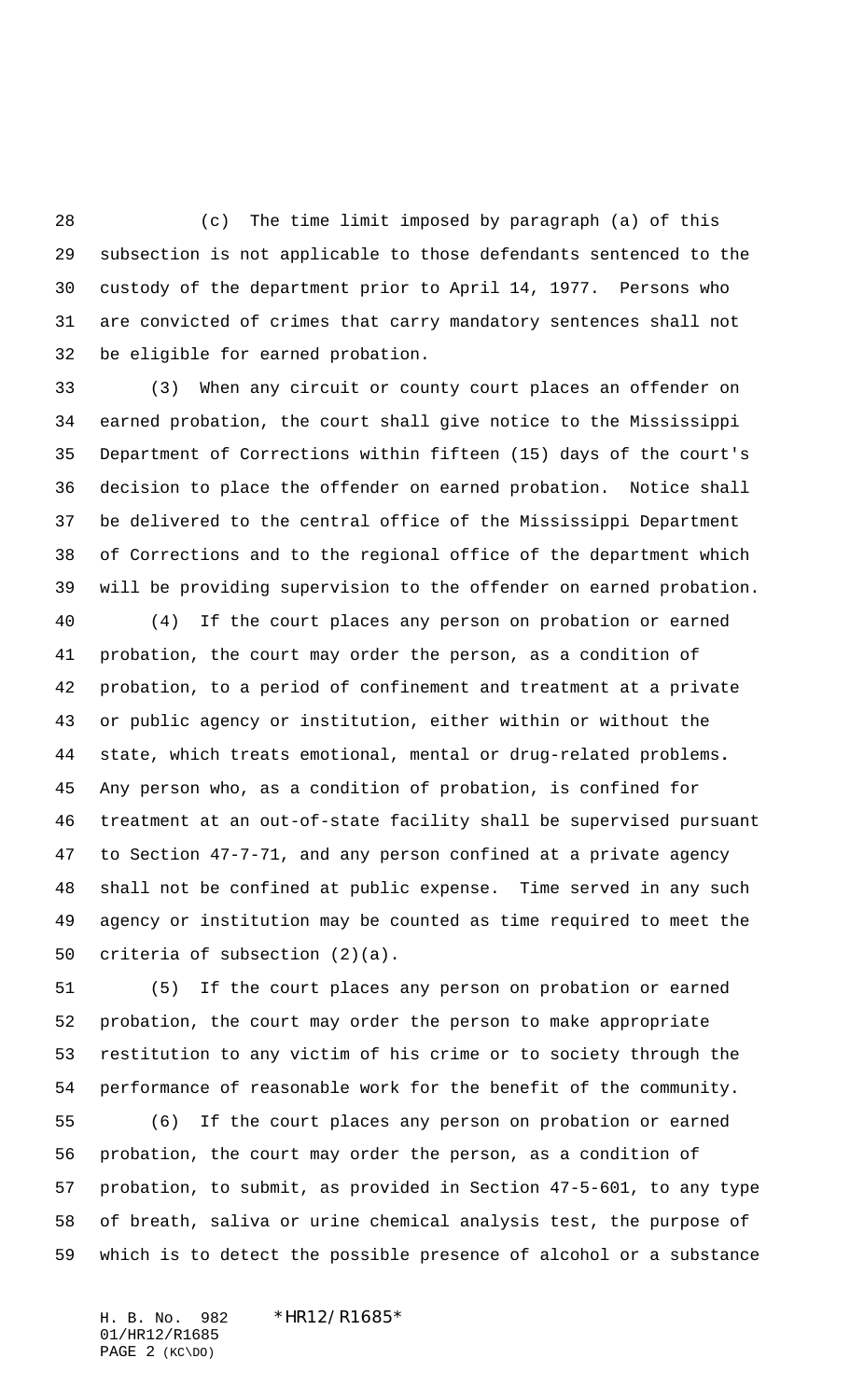(c) The time limit imposed by paragraph (a) of this subsection is not applicable to those defendants sentenced to the custody of the department prior to April 14, 1977. Persons who are convicted of crimes that carry mandatory sentences shall not be eligible for earned probation.

(3) When any circuit or county court places an offender on earned probation, the court shall give notice to the Mississippi Department of Corrections within fifteen (15) days of the court's decision to place the offender on earned probation. Notice shall be delivered to the central office of the Mississippi Department of Corrections and to the regional office of the department which will be providing supervision to the offender on earned probation.

(4) If the court places any person on probation or earned probation, the court may order the person, as a condition of probation, to a period of confinement and treatment at a private or public agency or institution, either within or without the state, which treats emotional, mental or drug-related problems. Any person who, as a condition of probation, is confined for treatment at an out-of-state facility shall be supervised pursuant to Section 47-7-71, and any person confined at a private agency shall not be confined at public expense. Time served in any such agency or institution may be counted as time required to meet the criteria of subsection (2)(a).

(5) If the court places any person on probation or earned probation, the court may order the person to make appropriate restitution to any victim of his crime or to society through the performance of reasonable work for the benefit of the community.

(6) If the court places any person on probation or earned probation, the court may order the person, as a condition of probation, to submit, as provided in Section 47-5-601, to any type of breath, saliva or urine chemical analysis test, the purpose of which is to detect the possible presence of alcohol or a substance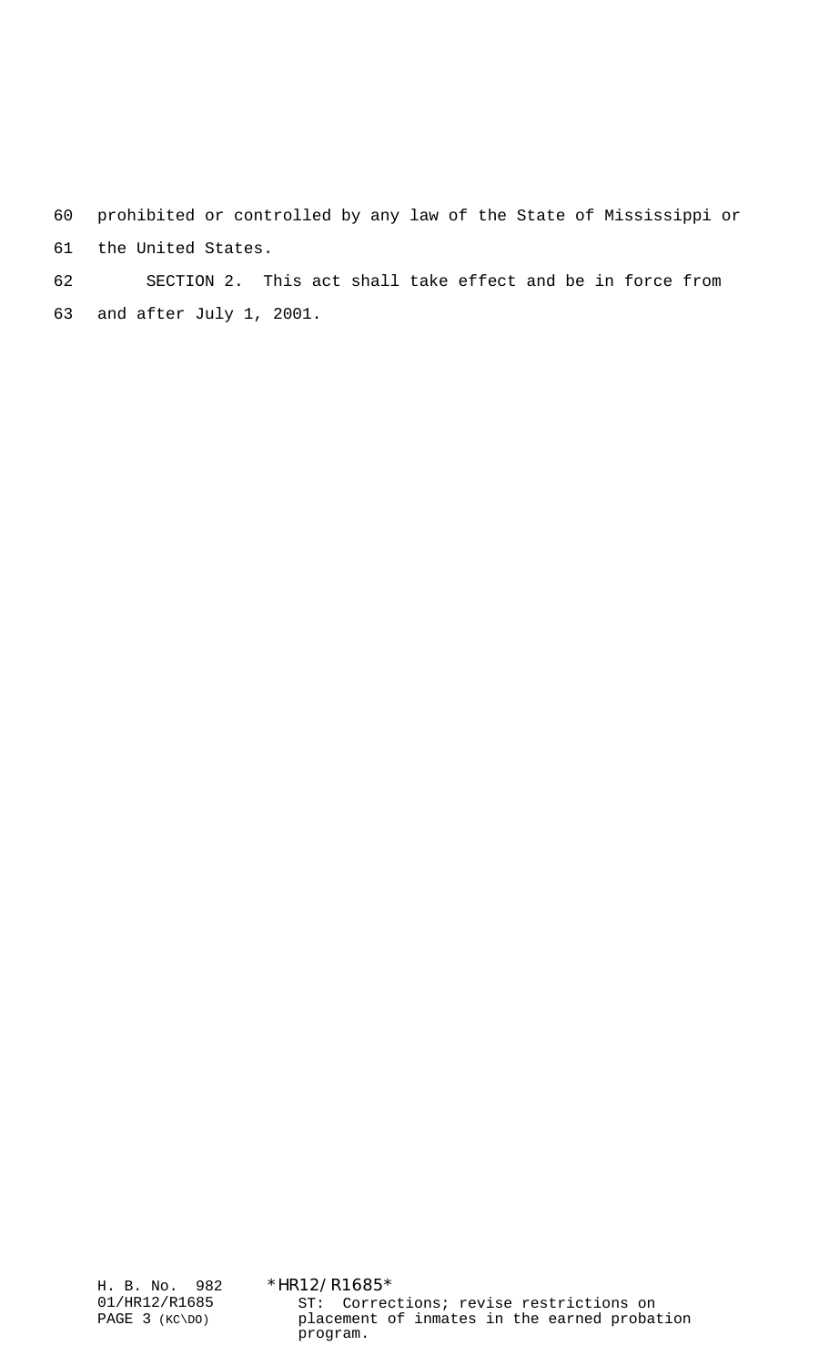prohibited or controlled by any law of the State of Mississippi or the United States.

SECTION 2. This act shall take effect and be in force from and after July 1, 2001.

ST: Corrections; revise restrictions on placement of inmates in the earned probation program.